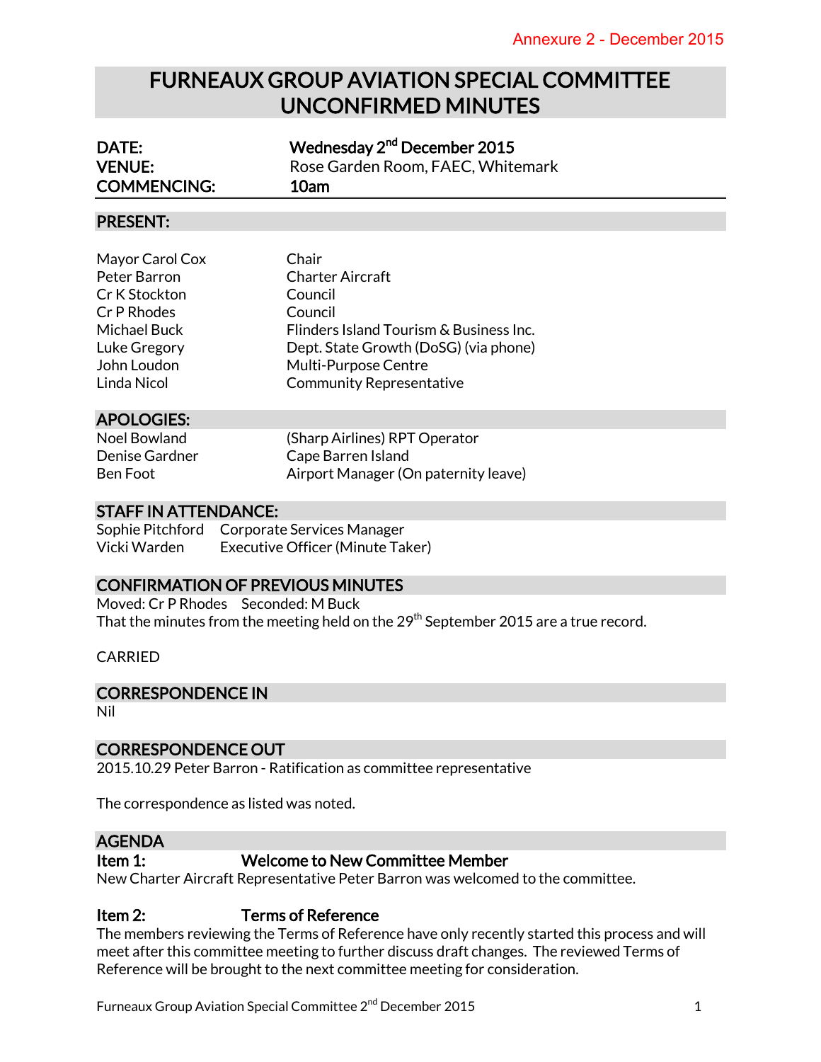Annexure 2 - December 2015

# FURNEAUX GROUP AVIATION SPECIAL COMMITTEE UNCONFIRMED MINUTES

| | |
|---|---|
| **DATE:** | **Wednesday 2nd December 2015** |
| **VENUE:** | Rose Garden Room, FAEC, Whitemark |
| **COMMENCING:** | **10am** |

## PRESENT:

| | |
|---|---|
| Mayor Carol Cox | Chair |
| Peter Barron | Charter Aircraft |
| Cr K Stockton | Council |
| Cr P Rhodes | Council |
| Michael Buck | Flinders Island Tourism & Business Inc. |
| Luke Gregory | Dept. State Growth (DoSG) (via phone) |
| John Loudon | Multi-Purpose Centre |
| Linda Nicol | Community Representative |

## APOLOGIES:

| | |
|---|---|
| Noel Bowland | (Sharp Airlines) RPT Operator |
| Denise Gardner | Cape Barren Island |
| Ben Foot | Airport Manager (On paternity leave) |

## STAFF IN ATTENDANCE:

| | |
|---|---|
| Sophie Pitchford | Corporate Services Manager |
| Vicki Warden | Executive Officer (Minute Taker) |

## CONFIRMATION OF PREVIOUS MINUTES

Moved: Cr P Rhodes Seconded: M Buck
That the minutes from the meeting held on the 29th September 2015 are a true record.

CARRIED

## CORRESPONDENCE IN

Nil

## CORRESPONDENCE OUT

2015.10.29 Peter Barron - Ratification as committee representative

The correspondence as listed was noted.

## AGENDA

### Item 1: Welcome to New Committee Member

New Charter Aircraft Representative Peter Barron was welcomed to the committee.

### Item 2: Terms of Reference

The members reviewing the Terms of Reference have only recently started this process and will meet after this committee meeting to further discuss draft changes. The reviewed Terms of Reference will be brought to the next committee meeting for consideration.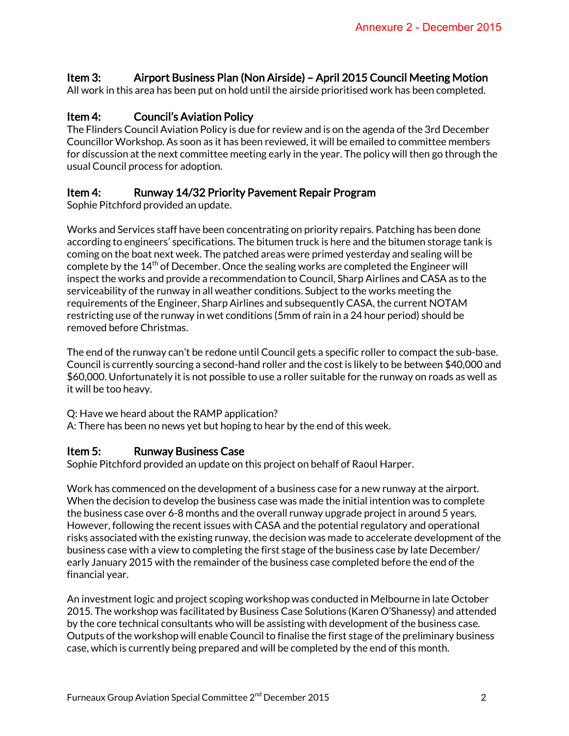## Item 3: Airport Business Plan (Non Airside) – April 2015 Council Meeting Motion

All work in this area has been put on hold until the airside prioritised work has been completed.

## Item 4: Council's Aviation Policy

The Flinders Council Aviation Policy is due for review and is on the agenda of the 3rd December Councillor Workshop. As soon as it has been reviewed, it will be emailed to committee members for discussion at the next committee meeting early in the year. The policy will then go through the usual Council process for adoption.

## Item 4: Runway 14/32 Priority Pavement Repair Program

Sophie Pitchford provided an update.

Works and Services staff have been concentrating on priority repairs. Patching has been done according to engineers' specifications. The bitumen truck is here and the bitumen storage tank is coming on the boat next week. The patched areas were primed yesterday and sealing will be complete by the 14th of December. Once the sealing works are completed the Engineer will inspect the works and provide a recommendation to Council, Sharp Airlines and CASA as to the serviceability of the runway in all weather conditions. Subject to the works meeting the requirements of the Engineer, Sharp Airlines and subsequently CASA, the current NOTAM restricting use of the runway in wet conditions (5mm of rain in a 24 hour period) should be removed before Christmas.

The end of the runway can't be redone until Council gets a specific roller to compact the sub-base. Council is currently sourcing a second-hand roller and the cost is likely to be between $40,000 and $60,000. Unfortunately it is not possible to use a roller suitable for the runway on roads as well as it will be too heavy.

Q: Have we heard about the RAMP application?
A: There has been no news yet but hoping to hear by the end of this week.

## Item 5: Runway Business Case

Sophie Pitchford provided an update on this project on behalf of Raoul Harper.

Work has commenced on the development of a business case for a new runway at the airport. When the decision to develop the business case was made the initial intention was to complete the business case over 6-8 months and the overall runway upgrade project in around 5 years. However, following the recent issues with CASA and the potential regulatory and operational risks associated with the existing runway, the decision was made to accelerate development of the business case with a view to completing the first stage of the business case by late December/ early January 2015 with the remainder of the business case completed before the end of the financial year.

An investment logic and project scoping workshop was conducted in Melbourne in late October 2015. The workshop was facilitated by Business Case Solutions (Karen O'Shanessy) and attended by the core technical consultants who will be assisting with development of the business case. Outputs of the workshop will enable Council to finalise the first stage of the preliminary business case, which is currently being prepared and will be completed by the end of this month.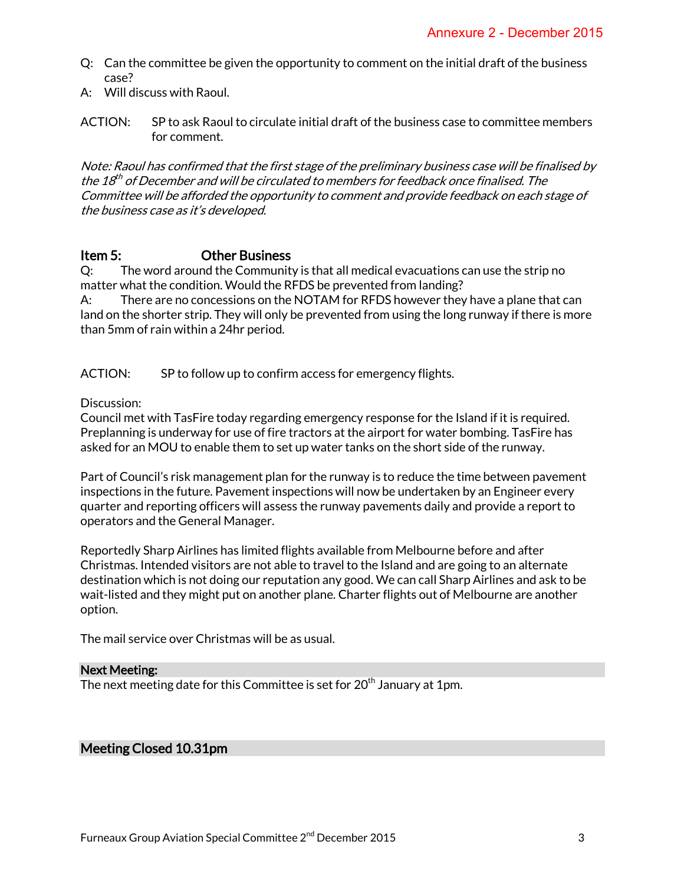Q: Can the committee be given the opportunity to comment on the initial draft of the business case?

A: Will discuss with Raoul.

ACTION: SP to ask Raoul to circulate initial draft of the business case to committee members for comment.

*Note: Raoul has confirmed that the first stage of the preliminary business case will be finalised by the 18th of December and will be circulated to members for feedback once finalised. The Committee will be afforded the opportunity to comment and provide feedback on each stage of the business case as it's developed.*

## Item 5: Other Business

Q: The word around the Community is that all medical evacuations can use the strip no matter what the condition. Would the RFDS be prevented from landing?

A: There are no concessions on the NOTAM for RFDS however they have a plane that can land on the shorter strip. They will only be prevented from using the long runway if there is more than 5mm of rain within a 24hr period.

ACTION: SP to follow up to confirm access for emergency flights.

Discussion:

Council met with TasFire today regarding emergency response for the Island if it is required. Preplanning is underway for use of fire tractors at the airport for water bombing. TasFire has asked for an MOU to enable them to set up water tanks on the short side of the runway.

Part of Council's risk management plan for the runway is to reduce the time between pavement inspections in the future. Pavement inspections will now be undertaken by an Engineer every quarter and reporting officers will assess the runway pavements daily and provide a report to operators and the General Manager.

Reportedly Sharp Airlines has limited flights available from Melbourne before and after Christmas. Intended visitors are not able to travel to the Island and are going to an alternate destination which is not doing our reputation any good. We can call Sharp Airlines and ask to be wait-listed and they might put on another plane. Charter flights out of Melbourne are another option.

The mail service over Christmas will be as usual.

## Next Meeting:

The next meeting date for this Committee is set for 20th January at 1pm.

## Meeting Closed 10.31pm